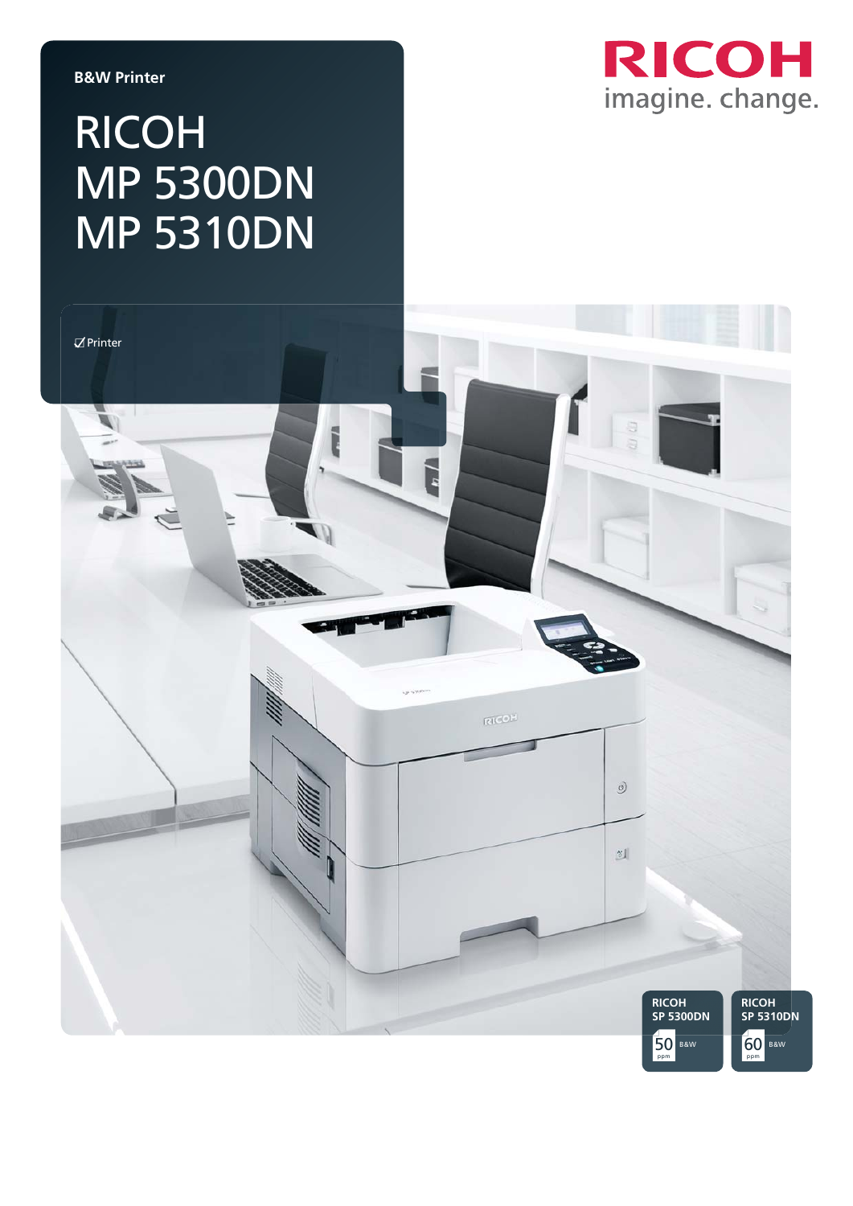B&W Printer

# RICOH
# MP 5300DN
# MP 5310DN

RICOH
imagine. change.

☑ Printer

RICOH
SP 5300DN
50 ppm B&W

RICOH
SP 5310DN
60 ppm B&W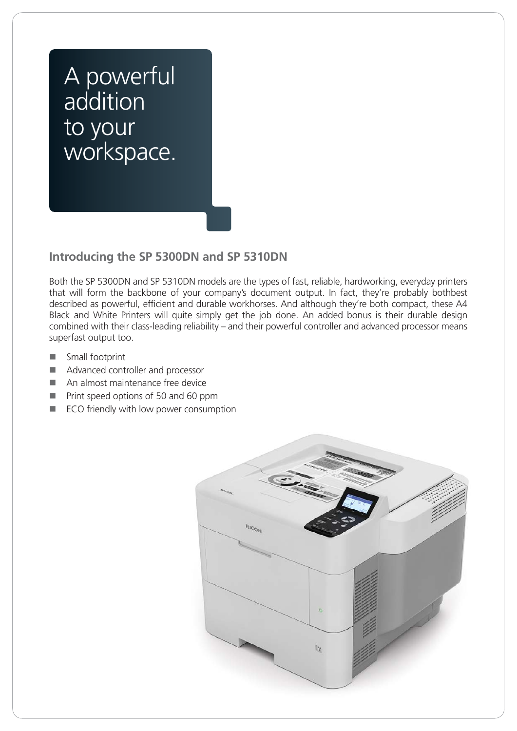# A powerful addition to your workspace.

## Introducing the SP 5300DN and SP 5310DN

Both the SP 5300DN and SP 5310DN models are the types of fast, reliable, hardworking, everyday printers that will form the backbone of your company's document output. In fact, they're probably bothbest described as powerful, efficient and durable workhorses. And although they're both compact, these A4 Black and White Printers will quite simply get the job done. An added bonus is their durable design combined with their class-leading reliability – and their powerful controller and advanced processor means superfast output too.

- Small footprint
- Advanced controller and processor
- An almost maintenance free device
- Print speed options of 50 and 60 ppm
- ECO friendly with low power consumption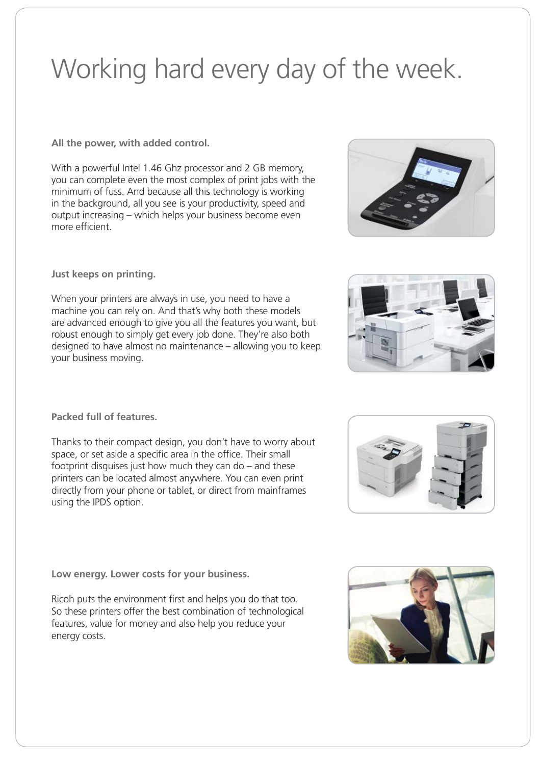# Working hard every day of the week.

**All the power, with added control.**

With a powerful Intel 1.46 Ghz processor and 2 GB memory, you can complete even the most complex of print jobs with the minimum of fuss. And because all this technology is working in the background, all you see is your productivity, speed and output increasing – which helps your business become even more efficient.

**Just keeps on printing.**

When your printers are always in use, you need to have a machine you can rely on. And that's why both these models are advanced enough to give you all the features you want, but robust enough to simply get every job done. They're also both designed to have almost no maintenance – allowing you to keep your business moving.

**Packed full of features.**

Thanks to their compact design, you don't have to worry about space, or set aside a specific area in the office. Their small footprint disguises just how much they can do – and these printers can be located almost anywhere. You can even print directly from your phone or tablet, or direct from mainframes using the IPDS option.

**Low energy. Lower costs for your business.**

Ricoh puts the environment first and helps you do that too. So these printers offer the best combination of technological features, value for money and also help you reduce your energy costs.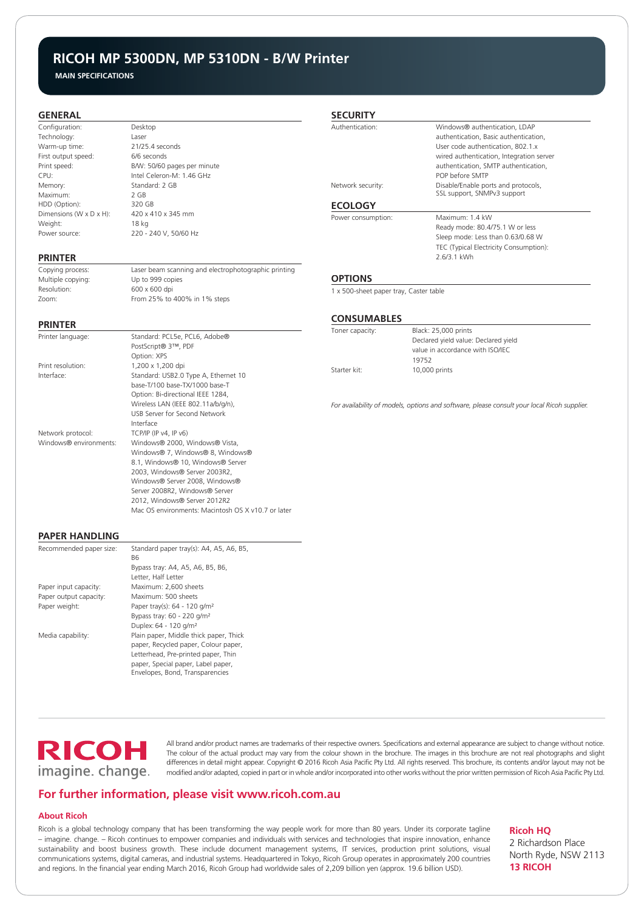# RICOH MP 5300DN, MP 5310DN - B/W Printer

**MAIN SPECIFICATIONS**

## GENERAL

| | |
|---|---|
| Configuration: | Desktop |
| Technology: | Laser |
| Warm-up time: | 21/25.4 seconds |
| First output speed: | 6/6 seconds |
| Print speed: | B/W: 50/60 pages per minute |
| CPU: | Intel Celeron-M: 1.46 GHz |
| Memory: | Standard: 2 GB |
| Maximum: | 2 GB |
| HDD (Option): | 320 GB |
| Dimensions (W x D x H): | 420 x 410 x 345 mm |
| Weight: | 18 kg |
| Power source: | 220 - 240 V, 50/60 Hz |

## PRINTER

| | |
|---|---|
| Copying process: | Laser beam scanning and electrophotographic printing |
| Multiple copying: | Up to 999 copies |
| Resolution: | 600 x 600 dpi |
| Zoom: | From 25% to 400% in 1% steps |

## PRINTER

| | |
|---|---|
| Printer language: | Standard: PCL5e, PCL6, Adobe® PostScript® 3™, PDF<br>Option: XPS |
| Print resolution: | 1,200 x 1,200 dpi |
| Interface: | Standard: USB2.0 Type A, Ethernet 10 base-T/100 base-TX/1000 base-T<br>Option: Bi-directional IEEE 1284, Wireless LAN (IEEE 802.11a/b/g/n), USB Server for Second Network Interface |
| Network protocol: | TCP/IP (IP v4, IP v6) |
| Windows® environments: | Windows® 2000, Windows® Vista, Windows® 7, Windows® 8, Windows® 8.1, Windows® 10, Windows® Server 2003, Windows® Server 2003R2, Windows® Server 2008, Windows® Server 2008R2, Windows® Server 2012, Windows® Server 2012R2<br>Mac OS environments: Macintosh OS X v10.7 or later |

## PAPER HANDLING

| | |
|---|---|
| Recommended paper size: | Standard paper tray(s): A4, A5, A6, B5, B6<br>Bypass tray: A4, A5, A6, B5, B6, Letter, Half Letter |
| Paper input capacity: | Maximum: 2,600 sheets |
| Paper output capacity: | Maximum: 500 sheets |
| Paper weight: | Paper tray(s): 64 - 120 g/m²<br>Bypass tray: 60 - 220 g/m²<br>Duplex: 64 - 120 g/m² |
| Media capability: | Plain paper, Middle thick paper, Thick paper, Recycled paper, Colour paper, Letterhead, Pre-printed paper, Thin paper, Special paper, Label paper, Envelopes, Bond, Transparencies |

## SECURITY

| | |
|---|---|
| Authentication: | Windows® authentication, LDAP authentication, Basic authentication, User code authentication, 802.1.x wired authentication, Integration server authentication, SMTP authentication, POP before SMTP |
| Network security: | Disable/Enable ports and protocols, SSL support, SNMPv3 support |

## ECOLOGY

| | |
|---|---|
| Power consumption: | Maximum: 1.4 kW<br>Ready mode: 80.4/75.1 W or less<br>Sleep mode: Less than 0.63/0.68 W<br>TEC (Typical Electricity Consumption): 2.6/3.1 kWh |

## OPTIONS

1 x 500-sheet paper tray, Caster table

## CONSUMABLES

| | |
|---|---|
| Toner capacity: | Black: 25,000 prints<br>Declared yield value: Declared yield value in accordance with ISO/IEC 19752 |
| Starter kit: | 10,000 prints |

*For availability of models, options and software, please consult your local Ricoh supplier.*

RICOH
imagine. change.

All brand and/or product names are trademarks of their respective owners. Specifications and external appearance are subject to change without notice. The colour of the actual product may vary from the colour shown in the brochure. The images in this brochure are not real photographs and slight differences in detail might appear. Copyright © 2016 Ricoh Asia Pacific Pty Ltd. All rights reserved. This brochure, its contents and/or layout may not be modified and/or adapted, copied in part or in whole and/or incorporated into other works without the prior written permission of Ricoh Asia Pacific Pty Ltd.

## For further information, please visit www.ricoh.com.au

### About Ricoh

Ricoh is a global technology company that has been transforming the way people work for more than 80 years. Under its corporate tagline – imagine. change. – Ricoh continues to empower companies and individuals with services and technologies that inspire innovation, enhance sustainability and boost business growth. These include document management systems, IT services, production print solutions, visual communications systems, digital cameras, and industrial systems. Headquartered in Tokyo, Ricoh Group operates in approximately 200 countries and regions. In the financial year ending March 2016, Ricoh Group had worldwide sales of 2,209 billion yen (approx. 19.6 billion USD).

**Ricoh HQ**
2 Richardson Place
North Ryde, NSW 2113
**13 RICOH**